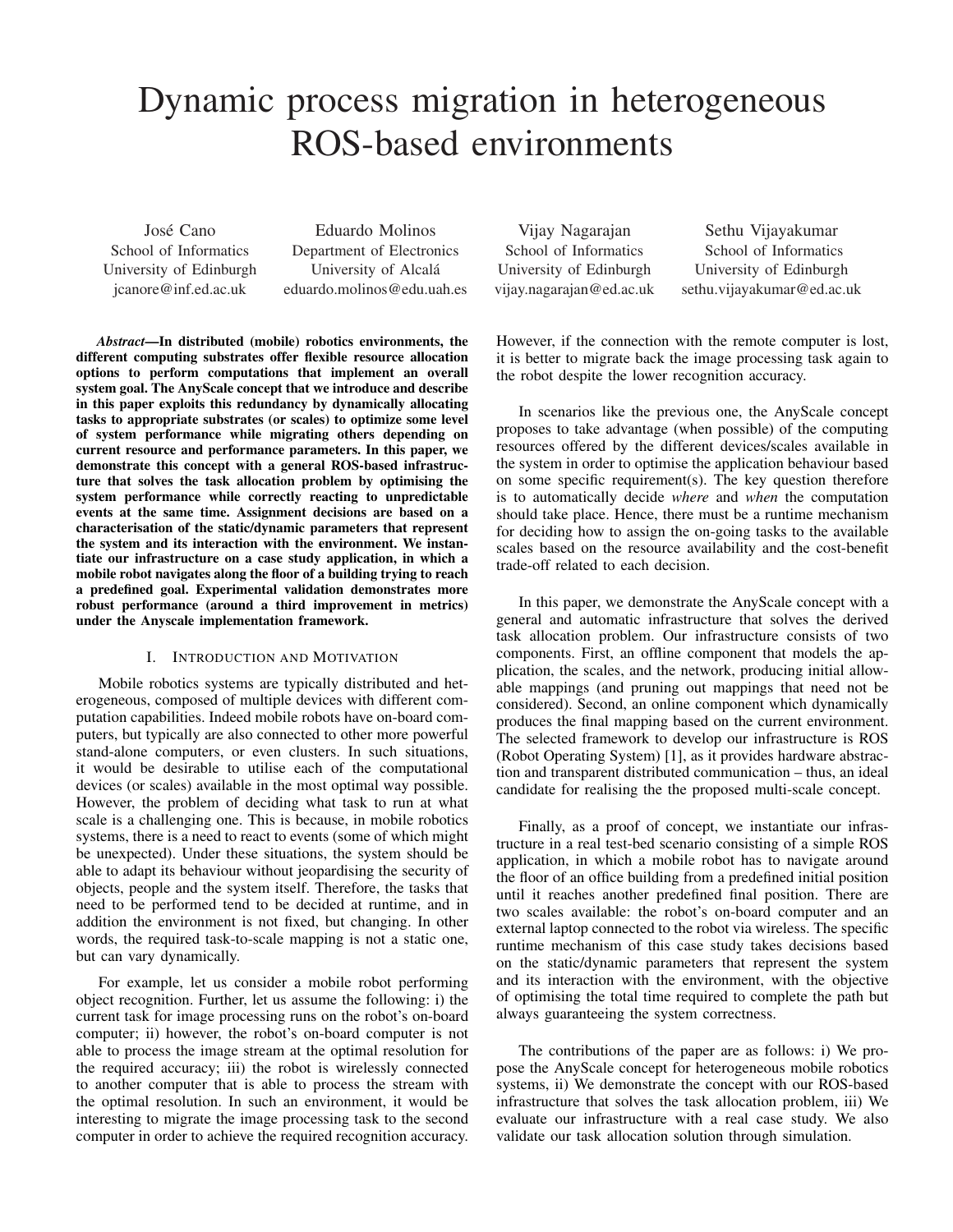# Dynamic process migration in heterogeneous ROS-based environments

José Cano
School of Informatics
University of Edinburgh
jcanore@inf.ed.ac.uk

Eduardo Molinos
Department of Electronics
University of Alcalá
eduardo.molinos@edu.uah.es

Vijay Nagarajan
School of Informatics
University of Edinburgh
vijay.nagarajan@ed.ac.uk

Sethu Vijayakumar
School of Informatics
University of Edinburgh
sethu.vijayakumar@ed.ac.uk

***Abstract*—In distributed (mobile) robotics environments, the different computing substrates offer flexible resource allocation options to perform computations that implement an overall system goal. The AnyScale concept that we introduce and describe in this paper exploits this redundancy by dynamically allocating tasks to appropriate substrates (or scales) to optimize some level of system performance while migrating others depending on current resource and performance parameters. In this paper, we demonstrate this concept with a general ROS-based infrastructure that solves the task allocation problem by optimising the system performance while correctly reacting to unpredictable events at the same time. Assignment decisions are based on a characterisation of the static/dynamic parameters that represent the system and its interaction with the environment. We instantiate our infrastructure on a case study application, in which a mobile robot navigates along the floor of a building trying to reach a predefined goal. Experimental validation demonstrates more robust performance (around a third improvement in metrics) under the Anyscale implementation framework.**

## I. Introduction and Motivation

Mobile robotics systems are typically distributed and heterogeneous, composed of multiple devices with different computation capabilities. Indeed mobile robots have on-board computers, but typically are also connected to other more powerful stand-alone computers, or even clusters. In such situations, it would be desirable to utilise each of the computational devices (or scales) available in the most optimal way possible. However, the problem of deciding what task to run at what scale is a challenging one. This is because, in mobile robotics systems, there is a need to react to events (some of which might be unexpected). Under these situations, the system should be able to adapt its behaviour without jeopardising the security of objects, people and the system itself. Therefore, the tasks that need to be performed tend to be decided at runtime, and in addition the environment is not fixed, but changing. In other words, the required task-to-scale mapping is not a static one, but can vary dynamically.

For example, let us consider a mobile robot performing object recognition. Further, let us assume the following: i) the current task for image processing runs on the robot's on-board computer; ii) however, the robot's on-board computer is not able to process the image stream at the optimal resolution for the required accuracy; iii) the robot is wirelessly connected to another computer that is able to process the stream with the optimal resolution. In such an environment, it would be interesting to migrate the image processing task to the second computer in order to achieve the required recognition accuracy. However, if the connection with the remote computer is lost, it is better to migrate back the image processing task again to the robot despite the lower recognition accuracy.

In scenarios like the previous one, the AnyScale concept proposes to take advantage (when possible) of the computing resources offered by the different devices/scales available in the system in order to optimise the application behaviour based on some specific requirement(s). The key question therefore is to automatically decide *where* and *when* the computation should take place. Hence, there must be a runtime mechanism for deciding how to assign the on-going tasks to the available scales based on the resource availability and the cost-benefit trade-off related to each decision.

In this paper, we demonstrate the AnyScale concept with a general and automatic infrastructure that solves the derived task allocation problem. Our infrastructure consists of two components. First, an offline component that models the application, the scales, and the network, producing initial allowable mappings (and pruning out mappings that need not be considered). Second, an online component which dynamically produces the final mapping based on the current environment. The selected framework to develop our infrastructure is ROS (Robot Operating System) [1], as it provides hardware abstraction and transparent distributed communication – thus, an ideal candidate for realising the the proposed multi-scale concept.

Finally, as a proof of concept, we instantiate our infrastructure in a real test-bed scenario consisting of a simple ROS application, in which a mobile robot has to navigate around the floor of an office building from a predefined initial position until it reaches another predefined final position. There are two scales available: the robot's on-board computer and an external laptop connected to the robot via wireless. The specific runtime mechanism of this case study takes decisions based on the static/dynamic parameters that represent the system and its interaction with the environment, with the objective of optimising the total time required to complete the path but always guaranteeing the system correctness.

The contributions of the paper are as follows: i) We propose the AnyScale concept for heterogeneous mobile robotics systems, ii) We demonstrate the concept with our ROS-based infrastructure that solves the task allocation problem, iii) We evaluate our infrastructure with a real case study. We also validate our task allocation solution through simulation.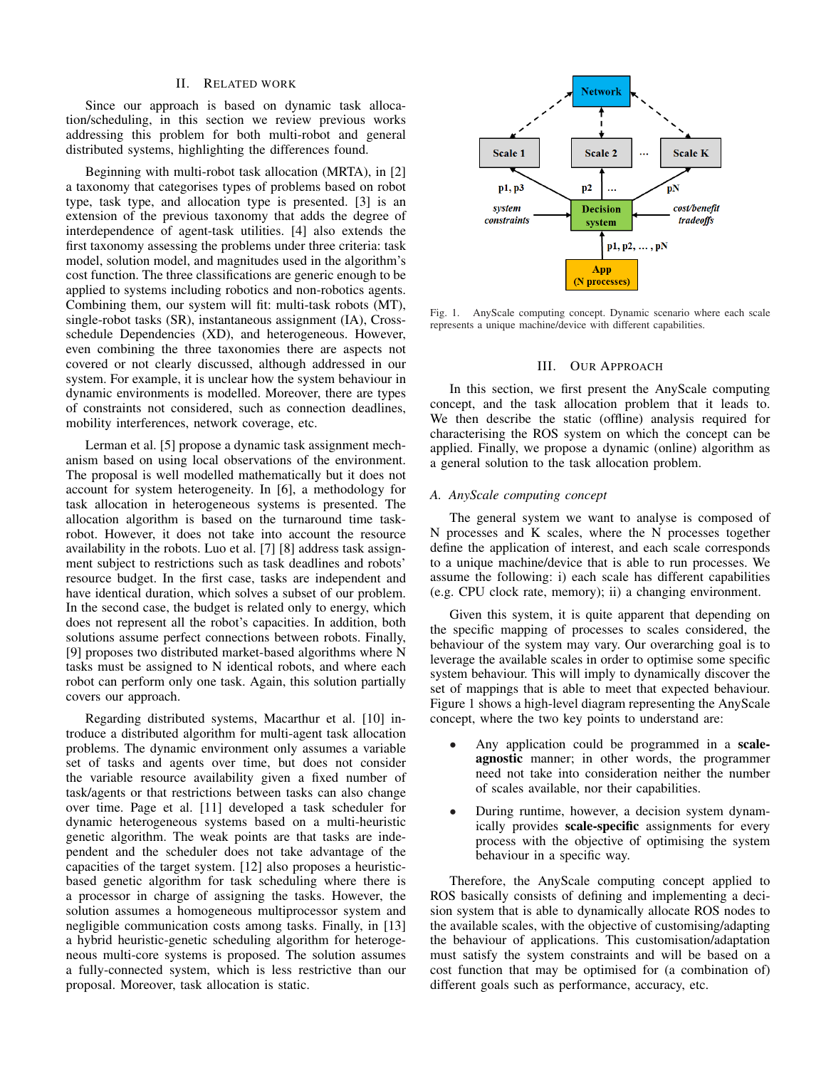## II. Related Work

Since our approach is based on dynamic task allocation/scheduling, in this section we review previous works addressing this problem for both multi-robot and general distributed systems, highlighting the differences found.

Beginning with multi-robot task allocation (MRTA), in [2] a taxonomy that categorises types of problems based on robot type, task type, and allocation type is presented. [3] is an extension of the previous taxonomy that adds the degree of interdependence of agent-task utilities. [4] also extends the first taxonomy assessing the problems under three criteria: task model, solution model, and magnitudes used in the algorithm's cost function. The three classifications are generic enough to be applied to systems including robotics and non-robotics agents. Combining them, our system will fit: multi-task robots (MT), single-robot tasks (SR), instantaneous assignment (IA), Cross-schedule Dependencies (XD), and heterogeneous. However, even combining the three taxonomies there are aspects not covered or not clearly discussed, although addressed in our system. For example, it is unclear how the system behaviour in dynamic environments is modelled. Moreover, there are types of constraints not considered, such as connection deadlines, mobility interferences, network coverage, etc.

Lerman et al. [5] propose a dynamic task assignment mechanism based on using local observations of the environment. The proposal is well modelled mathematically but it does not account for system heterogeneity. In [6], a methodology for task allocation in heterogeneous systems is presented. The allocation algorithm is based on the turnaround time task-robot. However, it does not take into account the resource availability in the robots. Luo et al. [7] [8] address task assignment subject to restrictions such as task deadlines and robots' resource budget. In the first case, tasks are independent and have identical duration, which solves a subset of our problem. In the second case, the budget is related only to energy, which does not represent all the robot's capacities. In addition, both solutions assume perfect connections between robots. Finally, [9] proposes two distributed market-based algorithms where N tasks must be assigned to N identical robots, and where each robot can perform only one task. Again, this solution partially covers our approach.

Regarding distributed systems, Macarthur et al. [10] introduce a distributed algorithm for multi-agent task allocation problems. The dynamic environment only assumes a variable set of tasks and agents over time, but does not consider the variable resource availability given a fixed number of task/agents or that restrictions between tasks can also change over time. Page et al. [11] developed a task scheduler for dynamic heterogeneous systems based on a multi-heuristic genetic algorithm. The weak points are that tasks are independent and the scheduler does not take advantage of the capacities of the target system. [12] also proposes a heuristic-based genetic algorithm for task scheduling where there is a processor in charge of assigning the tasks. However, the solution assumes a homogeneous multiprocessor system and negligible communication costs among tasks. Finally, in [13] a hybrid heuristic-genetic scheduling algorithm for heterogeneous multi-core systems is proposed. The solution assumes a fully-connected system, which is less restrictive than our proposal. Moreover, task allocation is static.

Network

Scale 1 | Scale 2 | ... | Scale K

p1, p3 | p2 | ... | pN

system constraints

Decision system

cost/benefit tradeoffs

p1, p2, ... , pN

App (N processes)

Fig. 1. AnyScale computing concept. Dynamic scenario where each scale represents a unique machine/device with different capabilities.

## III. Our Approach

In this section, we first present the AnyScale computing concept, and the task allocation problem that it leads to. We then describe the static (offline) analysis required for characterising the ROS system on which the concept can be applied. Finally, we propose a dynamic (online) algorithm as a general solution to the task allocation problem.

### A. *AnyScale computing concept*

The general system we want to analyse is composed of N processes and K scales, where the N processes together define the application of interest, and each scale corresponds to a unique machine/device that is able to run processes. We assume the following: i) each scale has different capabilities (e.g. CPU clock rate, memory); ii) a changing environment.

Given this system, it is quite apparent that depending on the specific mapping of processes to scales considered, the behaviour of the system may vary. Our overarching goal is to leverage the available scales in order to optimise some specific system behaviour. This will imply to dynamically discover the set of mappings that is able to meet that expected behaviour. Figure 1 shows a high-level diagram representing the AnyScale concept, where the two key points to understand are:

- Any application could be programmed in a **scale-agnostic** manner; in other words, the programmer need not take into consideration neither the number of scales available, nor their capabilities.
- During runtime, however, a decision system dynamically provides **scale-specific** assignments for every process with the objective of optimising the system behaviour in a specific way.

Therefore, the AnyScale computing concept applied to ROS basically consists of defining and implementing a decision system that is able to dynamically allocate ROS nodes to the available scales, with the objective of customising/adapting the behaviour of applications. This customisation/adaptation must satisfy the system constraints and will be based on a cost function that may be optimised for (a combination of) different goals such as performance, accuracy, etc.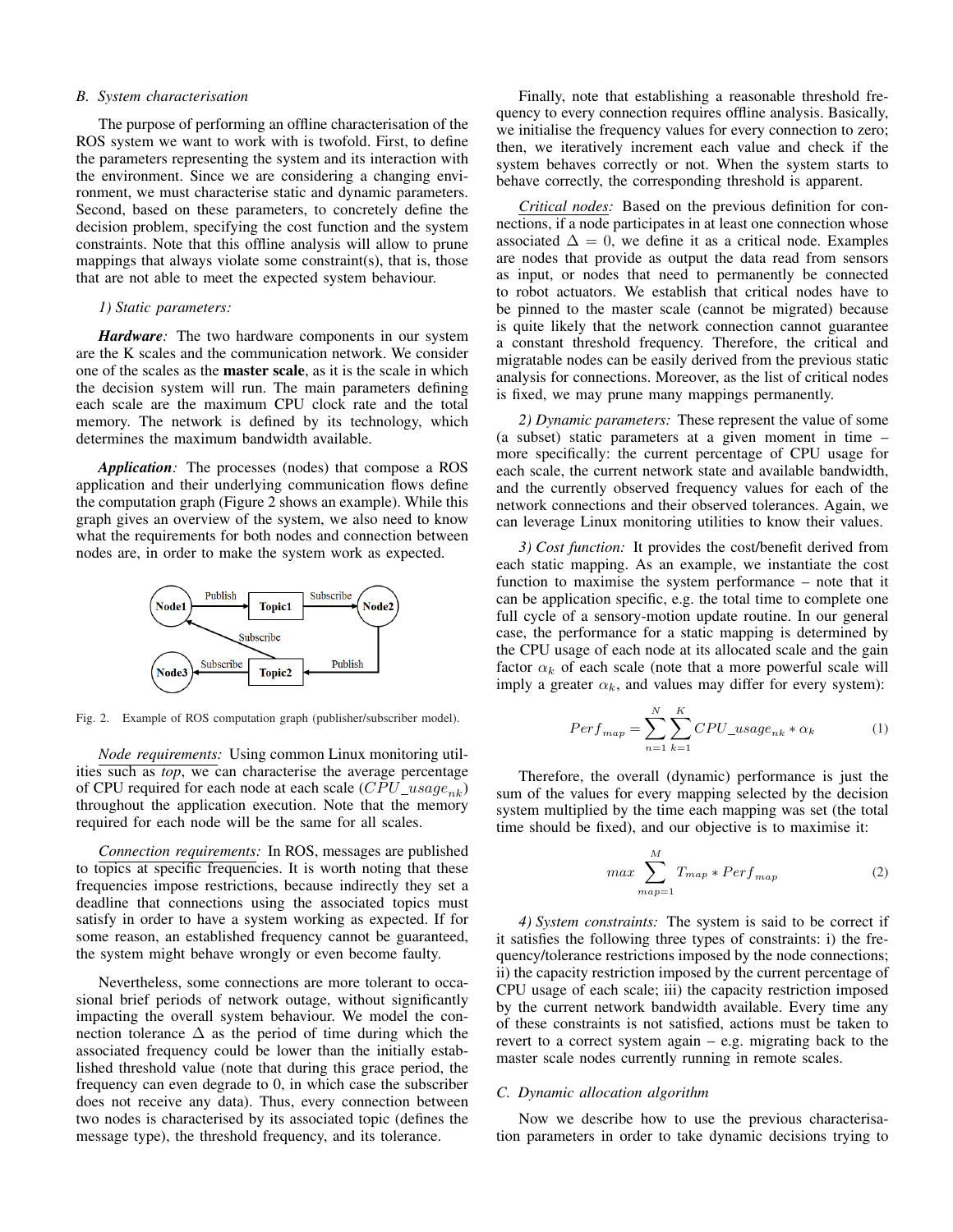### B. System characterisation

The purpose of performing an offline characterisation of the ROS system we want to work with is twofold. First, to define the parameters representing the system and its interaction with the environment. Since we are considering a changing environment, we must characterise static and dynamic parameters. Second, based on these parameters, to concretely define the decision problem, specifying the cost function and the system constraints. Note that this offline analysis will allow to prune mappings that always violate some constraint(s), that is, those that are not able to meet the expected system behaviour.

*1) Static parameters:*

***Hardware:*** The two hardware components in our system are the K scales and the communication network. We consider one of the scales as the **master scale**, as it is the scale in which the decision system will run. The main parameters defining each scale are the maximum CPU clock rate and the total memory. The network is defined by its technology, which determines the maximum bandwidth available.

***Application:*** The processes (nodes) that compose a ROS application and their underlying communication flows define the computation graph (Figure 2 shows an example). While this graph gives an overview of the system, we also need to know what the requirements for both nodes and connection between nodes are, in order to make the system work as expected.

Node1
Publish
Topic1
Subscribe
Node2
Subscribe
Node3
Subscribe
Topic2
Publish

Fig. 2. Example of ROS computation graph (publisher/subscriber model).

*Node requirements:* Using common Linux monitoring utilities such as *top*, we can characterise the average percentage of CPU required for each node at each scale ($CPU\_usage_{nk}$) throughout the application execution. Note that the memory required for each node will be the same for all scales.

*Connection requirements:* In ROS, messages are published to topics at specific frequencies. It is worth noting that these frequencies impose restrictions, because indirectly they set a deadline that connections using the associated topics must satisfy in order to have a system working as expected. If for some reason, an established frequency cannot be guaranteed, the system might behave wrongly or even become faulty.

Nevertheless, some connections are more tolerant to occasional brief periods of network outage, without significantly impacting the overall system behaviour. We model the connection tolerance $\Delta$ as the period of time during which the associated frequency could be lower than the initially established threshold value (note that during this grace period, the frequency can even degrade to 0, in which case the subscriber does not receive any data). Thus, every connection between two nodes is characterised by its associated topic (defines the message type), the threshold frequency, and its tolerance.

Finally, note that establishing a reasonable threshold frequency to every connection requires offline analysis. Basically, we initialise the frequency values for every connection to zero; then, we iteratively increment each value and check if the system behaves correctly or not. When the system starts to behave correctly, the corresponding threshold is apparent.

*Critical nodes:* Based on the previous definition for connections, if a node participates in at least one connection whose associated $\Delta = 0$, we define it as a critical node. Examples are nodes that provide as output the data read from sensors as input, or nodes that need to permanently be connected to robot actuators. We establish that critical nodes have to be pinned to the master scale (cannot be migrated) because is quite likely that the network connection cannot guarantee a constant threshold frequency. Therefore, the critical and migratable nodes can be easily derived from the previous static analysis for connections. Moreover, as the list of critical nodes is fixed, we may prune many mappings permanently.

*2) Dynamic parameters:* These represent the value of some (a subset) static parameters at a given moment in time – more specifically: the current percentage of CPU usage for each scale, the current network state and available bandwidth, and the currently observed frequency values for each of the network connections and their observed tolerances. Again, we can leverage Linux monitoring utilities to know their values.

*3) Cost function:* It provides the cost/benefit derived from each static mapping. As an example, we instantiate the cost function to maximise the system performance – note that it can be application specific, e.g. the total time to complete one full cycle of a sensory-motion update routine. In our general case, the performance for a static mapping is determined by the CPU usage of each node at its allocated scale and the gain factor $\alpha_k$ of each scale (note that a more powerful scale will imply a greater $\alpha_k$, and values may differ for every system):

$$Perf_{map} = \sum_{n=1}^{N} \sum_{k=1}^{K} CPU\_usage_{nk} * \alpha_k \tag{1}$$

Therefore, the overall (dynamic) performance is just the sum of the values for every mapping selected by the decision system multiplied by the time each mapping was set (the total time should be fixed), and our objective is to maximise it:

$$max \sum_{map=1}^{M} T_{map} * Perf_{map} \tag{2}$$

*4) System constraints:* The system is said to be correct if it satisfies the following three types of constraints: i) the frequency/tolerance restrictions imposed by the node connections; ii) the capacity restriction imposed by the current percentage of CPU usage of each scale; iii) the capacity restriction imposed by the current network bandwidth available. Every time any of these constraints is not satisfied, actions must be taken to revert to a correct system again – e.g. migrating back to the master scale nodes currently running in remote scales.

### C. Dynamic allocation algorithm

Now we describe how to use the previous characterisation parameters in order to take dynamic decisions trying to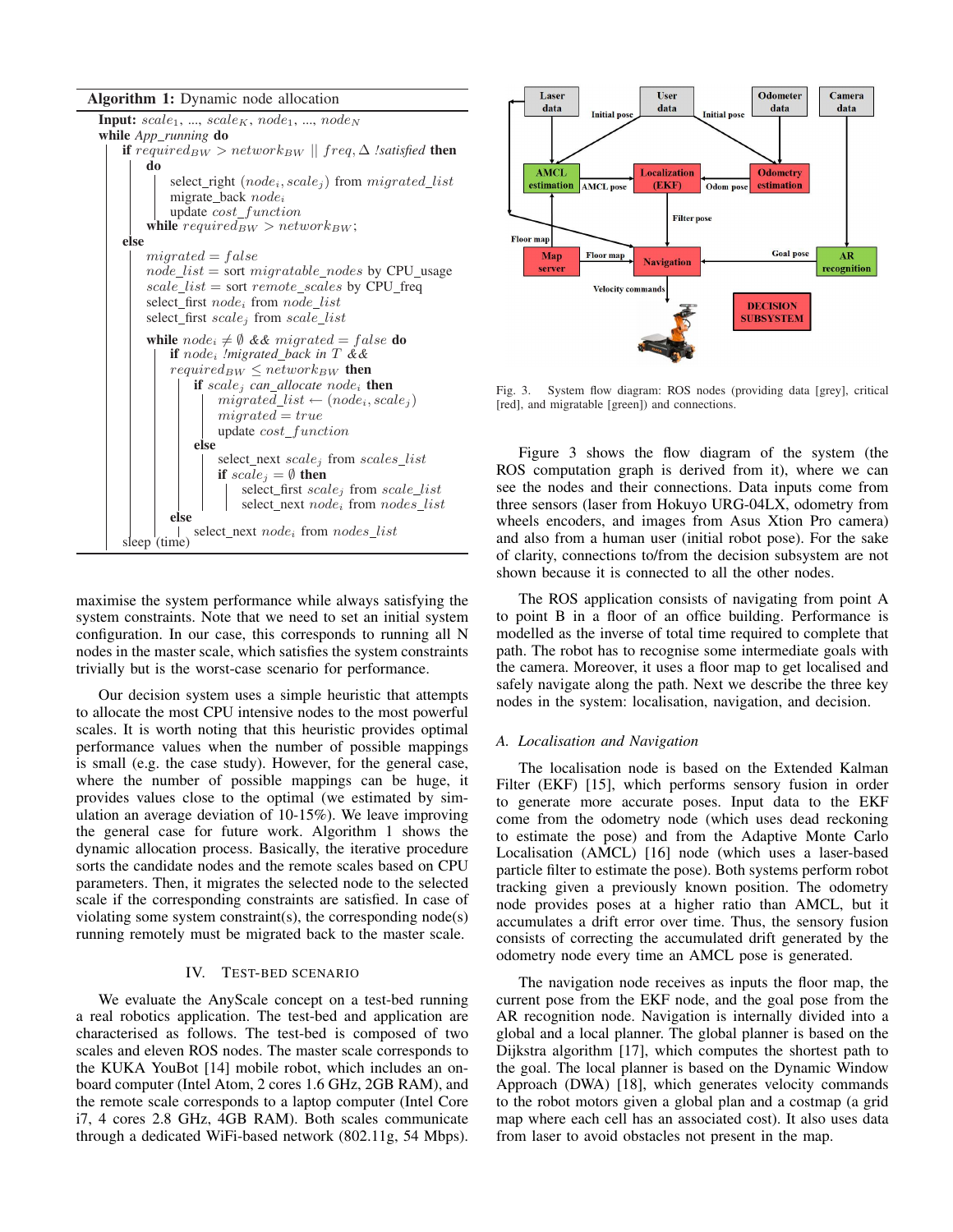**Algorithm 1:** Dynamic node allocation

```
Input: scale_1, ..., scale_K, node_1, ..., node_N
while App_running do
    if required_BW > network_BW || freq, Δ !satisfied then
        do
            select_right (node_i, scale_j) from migrated_list
            migrate_back node_i
            update cost_function
        while required_BW > network_BW;
    else
        migrated = false
        node_list = sort migratable_nodes by CPU_usage
        scale_list = sort remote_scales by CPU_freq
        select_first node_i from node_list
        select_first scale_j from scale_list
        while node_i ≠ ∅ && migrated = false do
            if node_i !migrated_back in T &&
            required_BW ≤ network_BW then
                if scale_j can_allocate node_i then
                    migrated_list ← (node_i, scale_j)
                    migrated = true
                    update cost_function
                else
                    select_next scale_j from scales_list
                    if scale_j = ∅ then
                        select_first scale_j from scale_list
                        select_next node_i from nodes_list
            else
                select_next node_i from nodes_list
    sleep (time)
```

maximise the system performance while always satisfying the system constraints. Note that we need to set an initial system configuration. In our case, this corresponds to running all N nodes in the master scale, which satisfies the system constraints trivially but is the worst-case scenario for performance.

Our decision system uses a simple heuristic that attempts to allocate the most CPU intensive nodes to the most powerful scales. It is worth noting that this heuristic provides optimal performance values when the number of possible mappings is small (e.g. the case study). However, for the general case, where the number of possible mappings can be huge, it provides values close to the optimal (we estimated by simulation an average deviation of 10-15%). We leave improving the general case for future work. Algorithm 1 shows the dynamic allocation process. Basically, the iterative procedure sorts the candidate nodes and the remote scales based on CPU parameters. Then, it migrates the selected node to the selected scale if the corresponding constraints are satisfied. In case of violating some system constraint(s), the corresponding node(s) running remotely must be migrated back to the master scale.

## IV. Test-bed Scenario

We evaluate the AnyScale concept on a test-bed running a real robotics application. The test-bed and application are characterised as follows. The test-bed is composed of two scales and eleven ROS nodes. The master scale corresponds to the KUKA YouBot [14] mobile robot, which includes an on-board computer (Intel Atom, 2 cores 1.6 GHz, 2GB RAM), and the remote scale corresponds to a laptop computer (Intel Core i7, 4 cores 2.8 GHz, 4GB RAM). Both scales communicate through a dedicated WiFi-based network (802.11g, 54 Mbps).

Fig. 3. System flow diagram: ROS nodes (providing data [grey], critical [red], and migratable [green]) and connections.

Figure 3 shows the flow diagram of the system (the ROS computation graph is derived from it), where we can see the nodes and their connections. Data inputs come from three sensors (laser from Hokuyo URG-04LX, odometry from wheels encoders, and images from Asus Xtion Pro camera) and also from a human user (initial robot pose). For the sake of clarity, connections to/from the decision subsystem are not shown because it is connected to all the other nodes.

The ROS application consists of navigating from point A to point B in a floor of an office building. Performance is modelled as the inverse of total time required to complete that path. The robot has to recognise some intermediate goals with the camera. Moreover, it uses a floor map to get localised and safely navigate along the path. Next we describe the three key nodes in the system: localisation, navigation, and decision.

### A. Localisation and Navigation

The localisation node is based on the Extended Kalman Filter (EKF) [15], which performs sensory fusion in order to generate more accurate poses. Input data to the EKF come from the odometry node (which uses dead reckoning to estimate the pose) and from the Adaptive Monte Carlo Localisation (AMCL) [16] node (which uses a laser-based particle filter to estimate the pose). Both systems perform robot tracking given a previously known position. The odometry node provides poses at a higher ratio than AMCL, but it accumulates a drift error over time. Thus, the sensory fusion consists of correcting the accumulated drift generated by the odometry node every time an AMCL pose is generated.

The navigation node receives as inputs the floor map, the current pose from the EKF node, and the goal pose from the AR recognition node. Navigation is internally divided into a global and a local planner. The global planner is based on the Dijkstra algorithm [17], which computes the shortest path to the goal. The local planner is based on the Dynamic Window Approach (DWA) [18], which generates velocity commands to the robot motors given a global plan and a costmap (a grid map where each cell has an associated cost). It also uses data from laser to avoid obstacles not present in the map.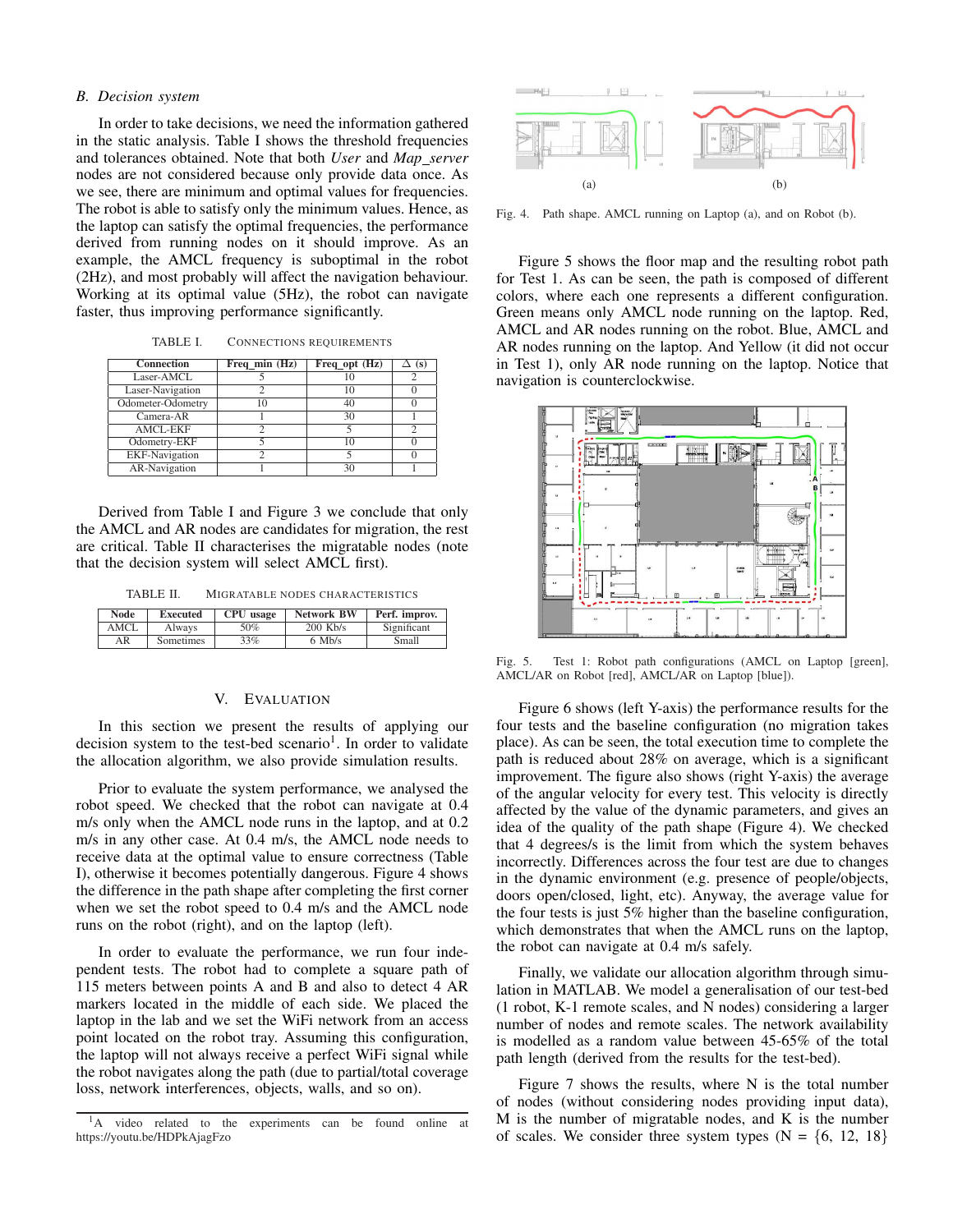### B. Decision system

In order to take decisions, we need the information gathered in the static analysis. Table I shows the threshold frequencies and tolerances obtained. Note that both *User* and *Map_server* nodes are not considered because only provide data once. As we see, there are minimum and optimal values for frequencies. The robot is able to satisfy only the minimum values. Hence, as the laptop can satisfy the optimal frequencies, the performance derived from running nodes on it should improve. As an example, the AMCL frequency is suboptimal in the robot (2Hz), and most probably will affect the navigation behaviour. Working at its optimal value (5Hz), the robot can navigate faster, thus improving performance significantly.

TABLE I. CONNECTIONS REQUIREMENTS

| Connection | Freq_min (Hz) | Freq_opt (Hz) | $\Delta$ (s) |
|---|---|---|---|
| Laser-AMCL | 5 | 10 | 2 |
| Laser-Navigation | 2 | 10 | 0 |
| Odometer-Odometry | 10 | 40 | 0 |
| Camera-AR | 1 | 30 | 1 |
| AMCL-EKF | 2 | 5 | 2 |
| Odometry-EKF | 5 | 10 | 0 |
| EKF-Navigation | 2 | 5 | 0 |
| AR-Navigation | 1 | 30 | 1 |

Derived from Table I and Figure 3 we conclude that only the AMCL and AR nodes are candidates for migration, the rest are critical. Table II characterises the migratable nodes (note that the decision system will select AMCL first).

TABLE II. MIGRATABLE NODES CHARACTERISTICS

| Node | Executed | CPU usage | Network BW | Perf. improv. |
|---|---|---|---|---|
| AMCL | Always | 50% | 200 Kb/s | Significant |
| AR | Sometimes | 33% | 6 Mb/s | Small |

## V. EVALUATION

In this section we present the results of applying our decision system to the test-bed scenario[1]. In order to validate the allocation algorithm, we also provide simulation results.

Prior to evaluate the system performance, we analysed the robot speed. We checked that the robot can navigate at 0.4 m/s only when the AMCL node runs in the laptop, and at 0.2 m/s in any other case. At 0.4 m/s, the AMCL node needs to receive data at the optimal value to ensure correctness (Table I), otherwise it becomes potentially dangerous. Figure 4 shows the difference in the path shape after completing the first corner when we set the robot speed to 0.4 m/s and the AMCL node runs on the robot (right), and on the laptop (left).

In order to evaluate the performance, we run four independent tests. The robot had to complete a square path of 115 meters between points A and B and also to detect 4 AR markers located in the middle of each side. We placed the laptop in the lab and we set the WiFi network from an access point located on the robot tray. Assuming this configuration, the laptop will not always receive a perfect WiFi signal while the robot navigates along the path (due to partial/total coverage loss, network interferences, objects, walls, and so on).

[1] A video related to the experiments can be found online at https://youtu.be/HDPkAjagFzo

(a) (b)

Fig. 4. Path shape. AMCL running on Laptop (a), and on Robot (b).

Figure 5 shows the floor map and the resulting robot path for Test 1. As can be seen, the path is composed of different colors, where each one represents a different configuration. Green means only AMCL node running on the laptop. Red, AMCL and AR nodes running on the robot. Blue, AMCL and AR nodes running on the laptop. And Yellow (it did not occur in Test 1), only AR node running on the laptop. Notice that navigation is counterclockwise.

Fig. 5. Test 1: Robot path configurations (AMCL on Laptop [green], AMCL/AR on Robot [red], AMCL/AR on Laptop [blue]).

Figure 6 shows (left Y-axis) the performance results for the four tests and the baseline configuration (no migration takes place). As can be seen, the total execution time to complete the path is reduced about 28% on average, which is a significant improvement. The figure also shows (right Y-axis) the average of the angular velocity for every test. This velocity is directly affected by the value of the dynamic parameters, and gives an idea of the quality of the path shape (Figure 4). We checked that 4 degrees/s is the limit from which the system behaves incorrectly. Differences across the four test are due to changes in the dynamic environment (e.g. presence of people/objects, doors open/closed, light, etc). Anyway, the average value for the four tests is just 5% higher than the baseline configuration, which demonstrates that when the AMCL runs on the laptop, the robot can navigate at 0.4 m/s safely.

Finally, we validate our allocation algorithm through simulation in MATLAB. We model a generalisation of our test-bed (1 robot, K-1 remote scales, and N nodes) considering a larger number of nodes and remote scales. The network availability is modelled as a random value between 45-65% of the total path length (derived from the results for the test-bed).

Figure 7 shows the results, where N is the total number of nodes (without considering nodes providing input data), M is the number of migratable nodes, and K is the number of scales. We consider three system types (N = {6, 12, 18}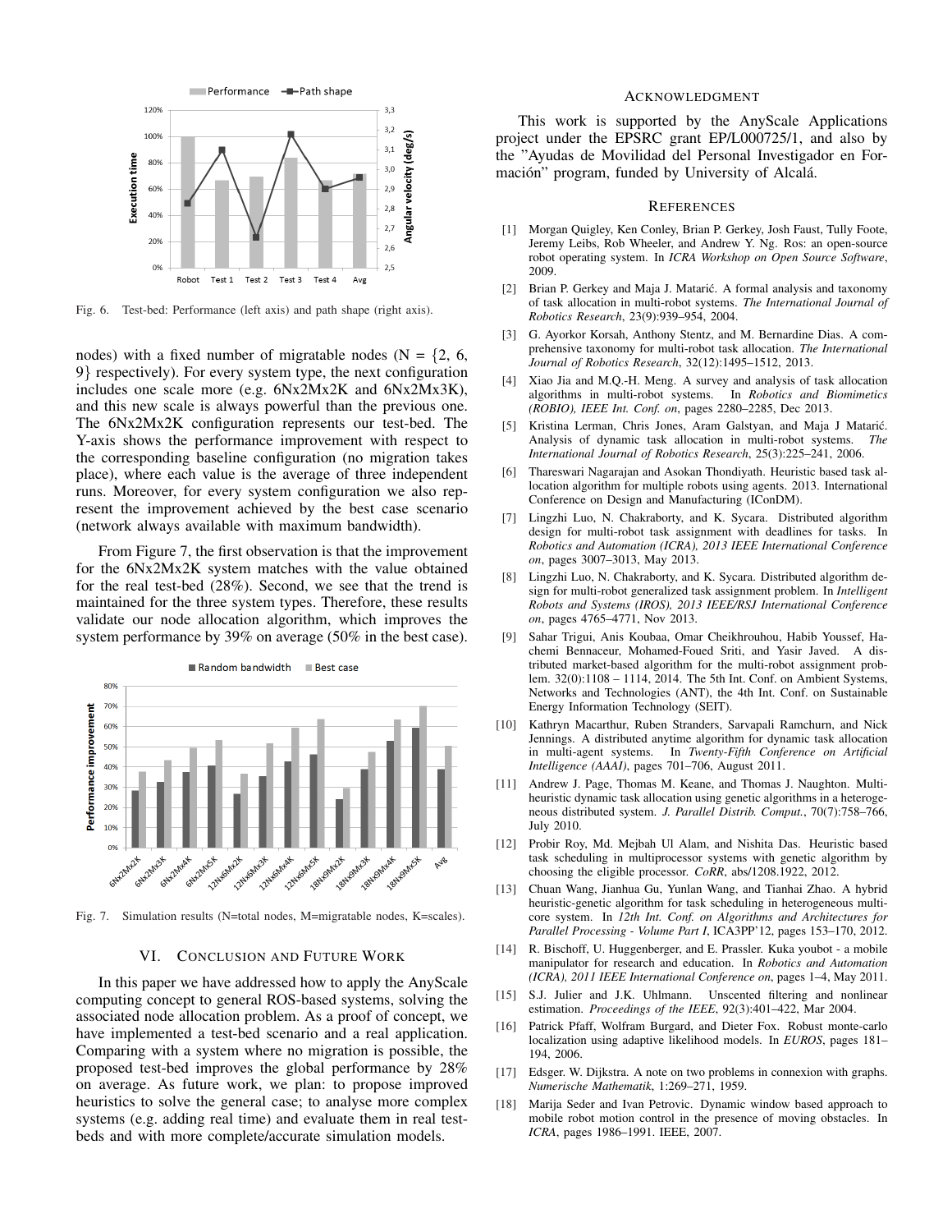Performance
Path shape

120%
100%
80%
60%
40%
20%
0%

Execution time

3,3
3,2
3,1
3,0
2,9
2,8
2,7
2,6
2,5

Angular velocity (deg/s)

Robot Test 1 Test 2 Test 3 Test 4 Avg

Fig. 6. Test-bed: Performance (left axis) and path shape (right axis).

nodes) with a fixed number of migratable nodes (N = {2, 6, 9} respectively). For every system type, the next configuration includes one scale more (e.g. 6Nx2Mx2K and 6Nx2Mx3K), and this new scale is always powerful than the previous one. The 6Nx2Mx2K configuration represents our test-bed. The Y-axis shows the performance improvement with respect to the corresponding baseline configuration (no migration takes place), where each value is the average of three independent runs. Moreover, for every system configuration we also represent the improvement achieved by the best case scenario (network always available with maximum bandwidth).

From Figure 7, the first observation is that the improvement for the 6Nx2Mx2K system matches with the value obtained for the real test-bed (28%). Second, we see that the trend is maintained for the three system types. Therefore, these results validate our node allocation algorithm, which improves the system performance by 39% on average (50% in the best case).

Random bandwidth
Best case

80%
70%
60%
50%
40%
30%
20%
10%
0%

Performance improvement

6Nx2Mx2K 6Nx2Mx3K 6Nx2Mx4K 6Nx2Mx5K 12Nx6Mx2K 12Nx6Mx3K 12Nx6Mx4K 12Nx6Mx5K 18Nx9Mx2K 18Nx9Mx3K 18Nx9Mx4K 18Nx9Mx5K Avg

Fig. 7. Simulation results (N=total nodes, M=migratable nodes, K=scales).

## VI. Conclusion and Future Work

In this paper we have addressed how to apply the AnyScale computing concept to general ROS-based systems, solving the associated node allocation problem. As a proof of concept, we have implemented a test-bed scenario and a real application. Comparing with a system where no migration is possible, the proposed test-bed improves the global performance by 28% on average. As future work, we plan: to propose improved heuristics to solve the general case; to analyse more complex systems (e.g. adding real time) and evaluate them in real test-beds and with more complete/accurate simulation models.

## Acknowledgment

This work is supported by the AnyScale Applications project under the EPSRC grant EP/L000725/1, and also by the "Ayudas de Movilidad del Personal Investigador en Formación" program, funded by University of Alcalá.

## References

[1] Morgan Quigley, Ken Conley, Brian P. Gerkey, Josh Faust, Tully Foote, Jeremy Leibs, Rob Wheeler, and Andrew Y. Ng. Ros: an open-source robot operating system. In *ICRA Workshop on Open Source Software*, 2009.

[2] Brian P. Gerkey and Maja J. Matarić. A formal analysis and taxonomy of task allocation in multi-robot systems. *The International Journal of Robotics Research*, 23(9):939–954, 2004.

[3] G. Ayorkor Korsah, Anthony Stentz, and M. Bernardine Dias. A comprehensive taxonomy for multi-robot task allocation. *The International Journal of Robotics Research*, 32(12):1495–1512, 2013.

[4] Xiao Jia and M.Q.-H. Meng. A survey and analysis of task allocation algorithms in multi-robot systems. In *Robotics and Biomimetics (ROBIO), IEEE Int. Conf. on*, pages 2280–2285, Dec 2013.

[5] Kristina Lerman, Chris Jones, Aram Galstyan, and Maja J Matarić. Analysis of dynamic task allocation in multi-robot systems. *The International Journal of Robotics Research*, 25(3):225–241, 2006.

[6] Thareswari Nagarajan and Asokan Thondiyath. Heuristic based task allocation algorithm for multiple robots using agents. 2013. International Conference on Design and Manufacturing (IConDM).

[7] Lingzhi Luo, N. Chakraborty, and K. Sycara. Distributed algorithm design for multi-robot task assignment with deadlines for tasks. In *Robotics and Automation (ICRA), 2013 IEEE International Conference on*, pages 3007–3013, May 2013.

[8] Lingzhi Luo, N. Chakraborty, and K. Sycara. Distributed algorithm design for multi-robot generalized task assignment problem. In *Intelligent Robots and Systems (IROS), 2013 IEEE/RSJ International Conference on*, pages 4765–4771, Nov 2013.

[9] Sahar Trigui, Anis Koubaa, Omar Cheikhrouhou, Habib Youssef, Hachemi Bennaceur, Mohamed-Foued Sriti, and Yasir Javed. A distributed market-based algorithm for the multi-robot assignment problem. 32(0):1108 – 1114, 2014. The 5th Int. Conf. on Ambient Systems, Networks and Technologies (ANT), the 4th Int. Conf. on Sustainable Energy Information Technology (SEIT).

[10] Kathryn Macarthur, Ruben Stranders, Sarvapali Ramchurn, and Nick Jennings. A distributed anytime algorithm for dynamic task allocation in multi-agent systems. In *Twenty-Fifth Conference on Artificial Intelligence (AAAI)*, pages 701–706, August 2011.

[11] Andrew J. Page, Thomas M. Keane, and Thomas J. Naughton. Multi-heuristic dynamic task allocation using genetic algorithms in a heterogeneous distributed system. *J. Parallel Distrib. Comput.*, 70(7):758–766, July 2010.

[12] Probir Roy, Md. Mejbah Ul Alam, and Nishita Das. Heuristic based task scheduling in multiprocessor systems with genetic algorithm by choosing the eligible processor. *CoRR*, abs/1208.1922, 2012.

[13] Chuan Wang, Jianhua Gu, Yunlan Wang, and Tianhai Zhao. A hybrid heuristic-genetic algorithm for task scheduling in heterogeneous multi-core system. In *12th Int. Conf. on Algorithms and Architectures for Parallel Processing - Volume Part I*, ICA3PP'12, pages 153–170, 2012.

[14] R. Bischoff, U. Huggenberger, and E. Prassler. Kuka youbot - a mobile manipulator for research and education. In *Robotics and Automation (ICRA), 2011 IEEE International Conference on*, pages 1–4, May 2011.

[15] S.J. Julier and J.K. Uhlmann. Unscented filtering and nonlinear estimation. *Proceedings of the IEEE*, 92(3):401–422, Mar 2004.

[16] Patrick Pfaff, Wolfram Burgard, and Dieter Fox. Robust monte-carlo localization using adaptive likelihood models. In *EUROS*, pages 181–194, 2006.

[17] Edsger. W. Dijkstra. A note on two problems in connexion with graphs. *Numerische Mathematik*, 1:269–271, 1959.

[18] Marija Seder and Ivan Petrovic. Dynamic window based approach to mobile robot motion control in the presence of moving obstacles. In *ICRA*, pages 1986–1991. IEEE, 2007.